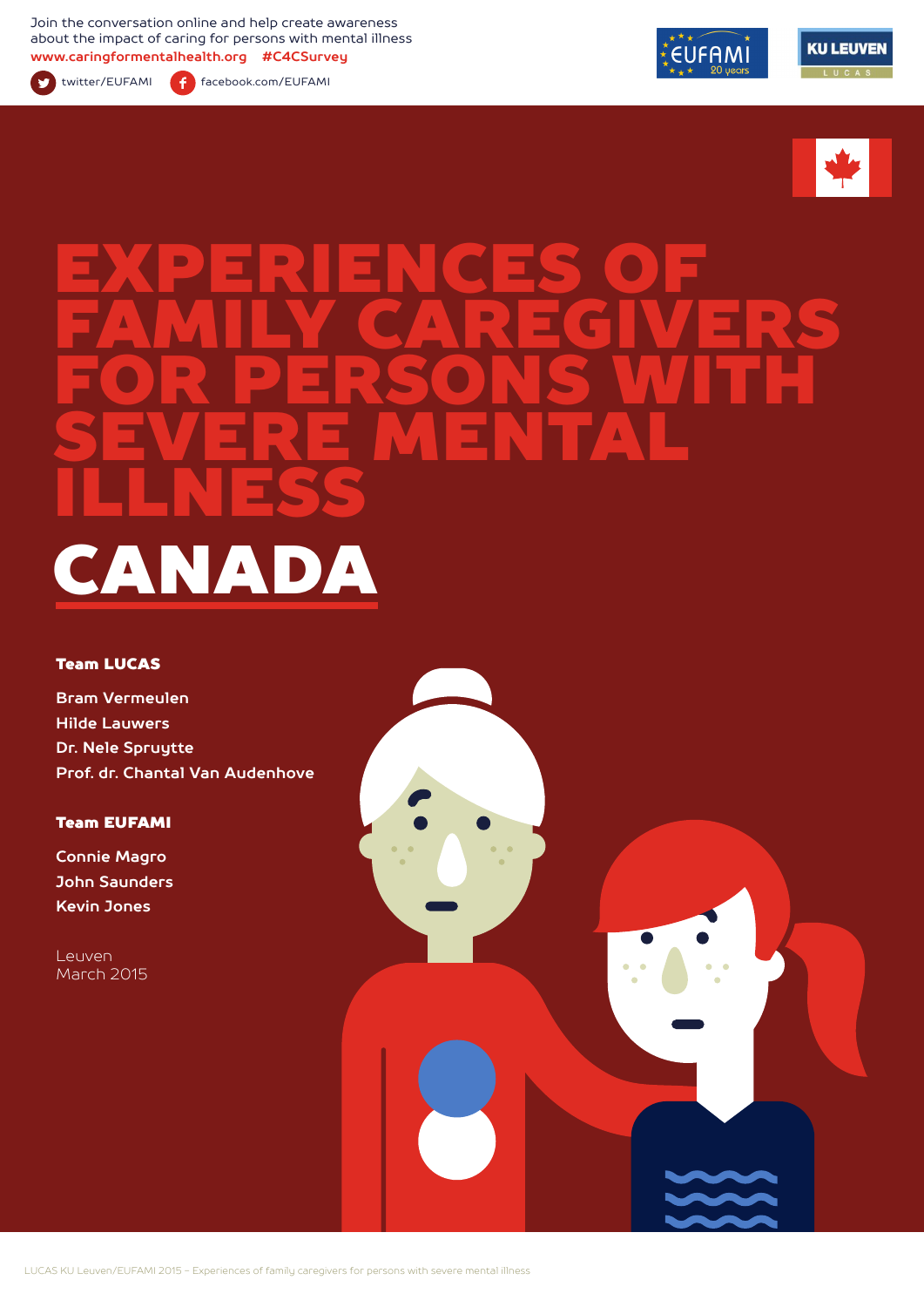Join the conversation online and help create awareness about the impact of caring for persons with mental illness
www.caringformentalhealth.org #C4CSurvey

twitter/EUFAMI facebook.com/EUFAMI

# EXPERIENCES OF FAMILY CAREGIVERS FOR PERSONS WITH SEVERE MENTAL ILLNESS

# CANADA

**Team LUCAS**

Bram Vermeulen
Hilde Lauwers
Dr. Nele Spruytte
Prof. dr. Chantal Van Audenhove

**Team EUFAMI**

Connie Magro
John Saunders
Kevin Jones

Leuven
March 2015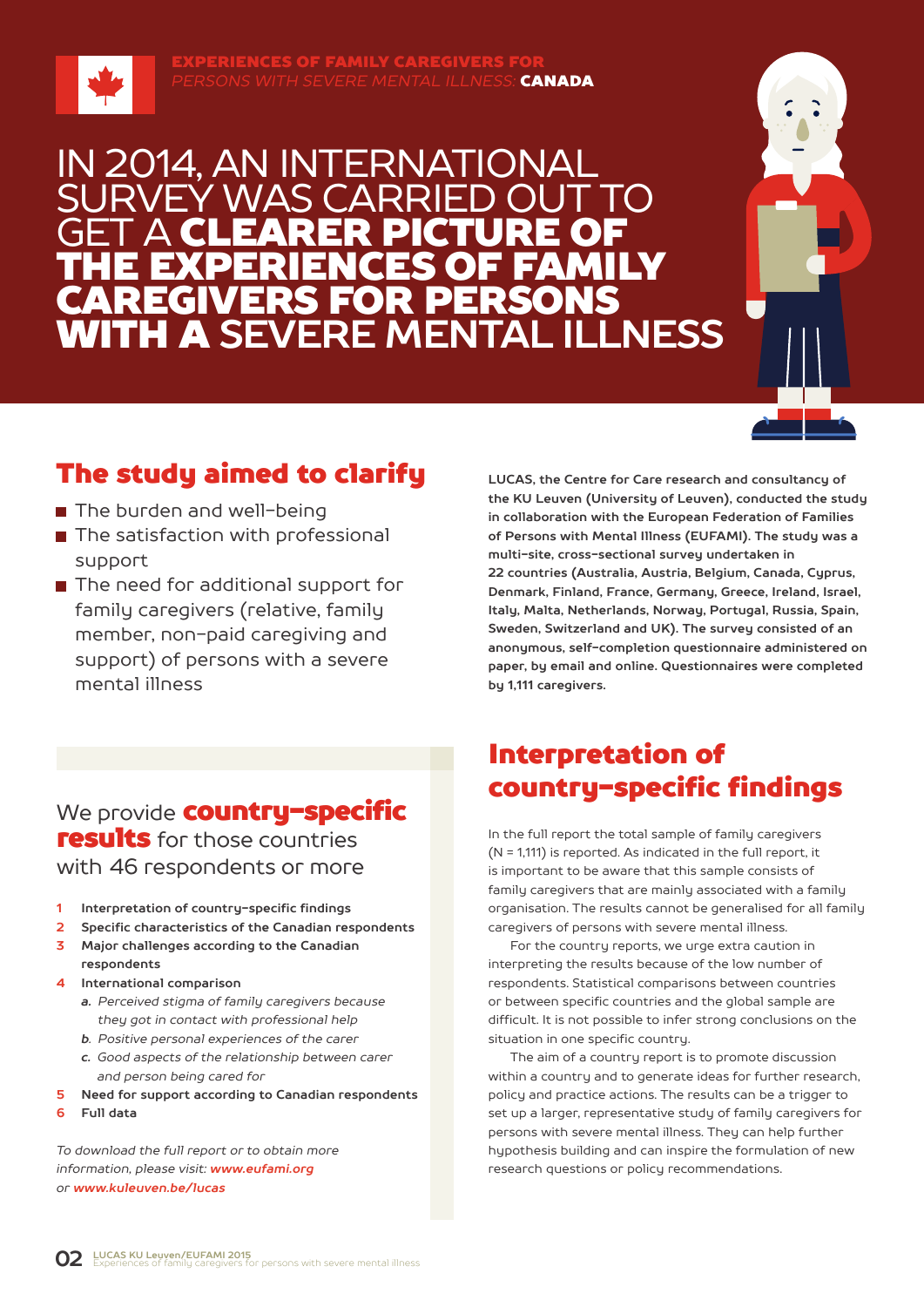EXPERIENCES OF FAMILY CAREGIVERS FOR *PERSONS WITH SEVERE MENTAL ILLNESS:* **CANADA**

# IN 2014, AN INTERNATIONAL SURVEY WAS CARRIED OUT TO GET A **CLEARER PICTURE OF THE EXPERIENCES OF FAMILY CAREGIVERS FOR PERSONS WITH A** SEVERE MENTAL ILLNESS

## The study aimed to clarify

- The burden and well-being
- The satisfaction with professional support
- The need for additional support for family caregivers (relative, family member, non-paid caregiving and support) of persons with a severe mental illness

**LUCAS, the Centre for Care research and consultancy of the KU Leuven (University of Leuven), conducted the study in collaboration with the European Federation of Families of Persons with Mental Illness (EUFAMI). The study was a multi-site, cross-sectional survey undertaken in 22 countries (Australia, Austria, Belgium, Canada, Cyprus, Denmark, Finland, France, Germany, Greece, Ireland, Israel, Italy, Malta, Netherlands, Norway, Portugal, Russia, Spain, Sweden, Switzerland and UK). The survey consisted of an anonymous, self-completion questionnaire administered on paper, by email and online. Questionnaires were completed by 1,111 caregivers.**

We provide **country-specific results** for those countries with 46 respondents or more

1. **Interpretation of country-specific findings**
2. **Specific characteristics of the Canadian respondents**
3. **Major challenges according to the Canadian respondents**
4. **International comparison**
   - *a. Perceived stigma of family caregivers because they got in contact with professional help*
   - *b. Positive personal experiences of the carer*
   - *c. Good aspects of the relationship between carer and person being cared for*
5. **Need for support according to Canadian respondents**
6. **Full data**

*To download the full report or to obtain more information, please visit:* ***www.eufami.org*** *or* ***www.kuleuven.be/lucas***

## Interpretation of country-specific findings

In the full report the total sample of family caregivers (N = 1,111) is reported. As indicated in the full report, it is important to be aware that this sample consists of family caregivers that are mainly associated with a family organisation. The results cannot be generalised for all family caregivers of persons with severe mental illness.

For the country reports, we urge extra caution in interpreting the results because of the low number of respondents. Statistical comparisons between countries or between specific countries and the global sample are difficult. It is not possible to infer strong conclusions on the situation in one specific country.

The aim of a country report is to promote discussion within a country and to generate ideas for further research, policy and practice actions. The results can be a trigger to set up a larger, representative study of family caregivers for persons with severe mental illness. They can help further hypothesis building and can inspire the formulation of new research questions or policy recommendations.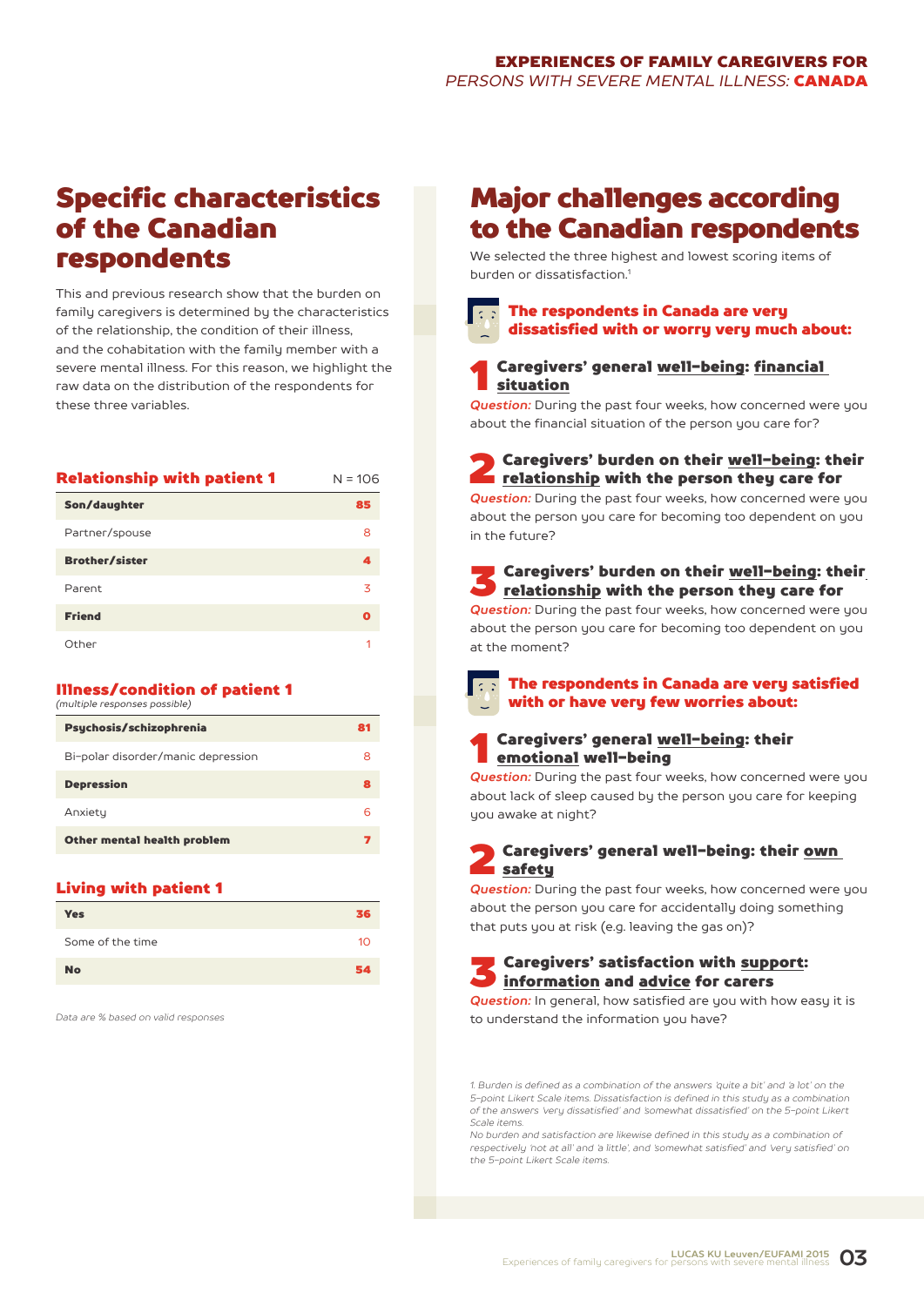# Specific characteristics of the Canadian respondents

This and previous research show that the burden on family caregivers is determined by the characteristics of the relationship, the condition of their illness, and the cohabitation with the family member with a severe mental illness. For this reason, we highlight the raw data on the distribution of the respondents for these three variables.

### Relationship with patient 1

| Relationship with patient 1 | N = 106 |
|---|---|
| **Son/daughter** | **85** |
| Partner/spouse | 8 |
| **Brother/sister** | **4** |
| Parent | 3 |
| **Friend** | **0** |
| Other | 1 |

### Illness/condition of patient 1

*(multiple responses possible)*

| Illness/condition of patient 1 | |
|---|---|
| **Psychosis/schizophrenia** | **81** |
| Bi-polar disorder/manic depression | 8 |
| **Depression** | **8** |
| Anxiety | 6 |
| **Other mental health problem** | **7** |

### Living with patient 1

| Living with patient 1 | |
|---|---|
| **Yes** | **36** |
| Some of the time | 10 |
| **No** | **54** |

*Data are % based on valid responses*

# Major challenges according to the Canadian respondents

We selected the three highest and lowest scoring items of burden or dissatisfaction.[1]

## The respondents in Canada are very dissatisfied with or worry very much about:

### 1 Caregivers' general well-being: financial situation

*Question:* During the past four weeks, how concerned were you about the financial situation of the person you care for?

### 2 Caregivers' burden on their well-being: their relationship with the person they care for

*Question:* During the past four weeks, how concerned were you about the person you care for becoming too dependent on you in the future?

### 3 Caregivers' burden on their well-being: their relationship with the person they care for

*Question:* During the past four weeks, how concerned were you about the person you care for becoming too dependent on you at the moment?

## The respondents in Canada are very satisfied with or have very few worries about:

### 1 Caregivers' general well-being: their emotional well-being

*Question:* During the past four weeks, how concerned were you about lack of sleep caused by the person you care for keeping you awake at night?

### 2 Caregivers' general well-being: their own safety

*Question:* During the past four weeks, how concerned were you about the person you care for accidentally doing something that puts you at risk (e.g. leaving the gas on)?

### 3 Caregivers' satisfaction with support: information and advice for carers

*Question:* In general, how satisfied are you with how easy it is to understand the information you have?

*1. Burden is defined as a combination of the answers 'quite a bit' and 'a lot' on the 5-point Likert Scale items. Dissatisfaction is defined in this study as a combination of the answers 'very dissatisfied' and 'somewhat dissatisfied' on the 5-point Likert Scale items.*
*No burden and satisfaction are likewise defined in this study as a combination of respectively 'not at all' and 'a little', and 'somewhat satisfied' and 'very satisfied' on the 5-point Likert Scale items.*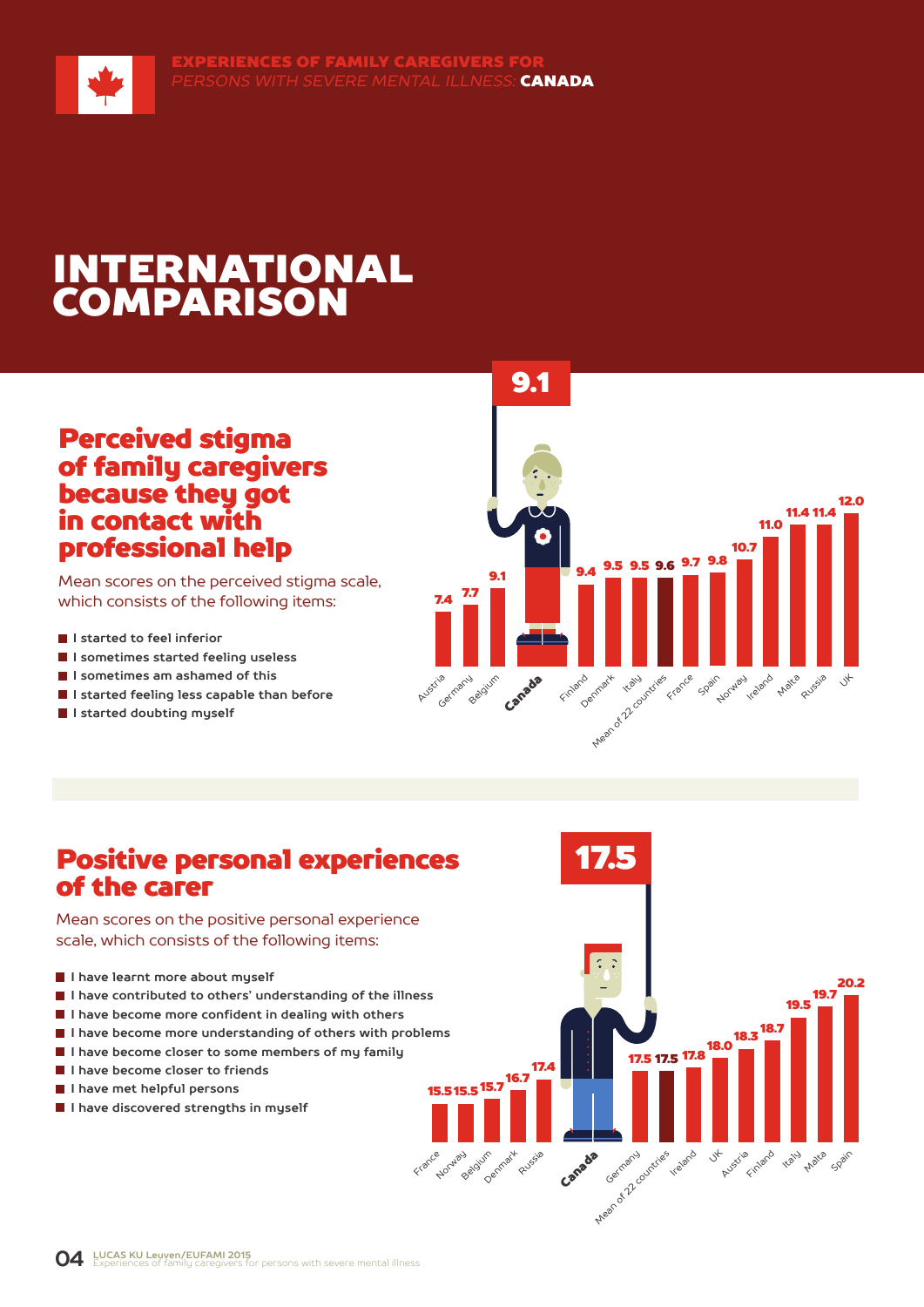EXPERIENCES OF FAMILY CAREGIVERS FOR *PERSONS WITH SEVERE MENTAL ILLNESS:* **CANADA**

# INTERNATIONAL COMPARISON

## Perceived stigma of family caregivers because they got in contact with professional help

Mean scores on the perceived stigma scale, which consists of the following items:

- I started to feel inferior
- I sometimes started feeling useless
- I sometimes am ashamed of this
- I started feeling less capable than before
- I started doubting myself

**9.1**

| Country | Score |
|---|---|
| Austria | 7.4 |
| Germany | 7.7 |
| Belgium | 9.1 |
| **Canada** | **9.1** |
| Finland | 9.4 |
| Denmark | 9.5 |
| Italy | 9.5 |
| Mean of 22 countries | 9.6 |
| France | 9.7 |
| Spain | 9.8 |
| Norway | 10.7 |
| Ireland | 11.0 |
| Malta | 11.4 |
| Russia | 11.4 |
| UK | 12.0 |

## Positive personal experiences of the carer

Mean scores on the positive personal experience scale, which consists of the following items:

- I have learnt more about myself
- I have contributed to others' understanding of the illness
- I have become more confident in dealing with others
- I have become more understanding of others with problems
- I have become closer to some members of my family
- I have become closer to friends
- I have met helpful persons
- I have discovered strengths in myself

**17.5**

| Country | Score |
|---|---|
| France | 15.5 |
| Norway | 15.5 |
| Belgium | 15.7 |
| Denmark | 16.7 |
| Russia | 17.4 |
| **Canada** | **17.5** |
| Germany | 17.5 |
| Mean of 22 countries | 17.5 |
| Ireland | 17.8 |
| UK | 18.0 |
| Austria | 18.3 |
| Finland | 18.7 |
| Italy | 19.5 |
| Malta | 19.7 |
| Spain | 20.2 |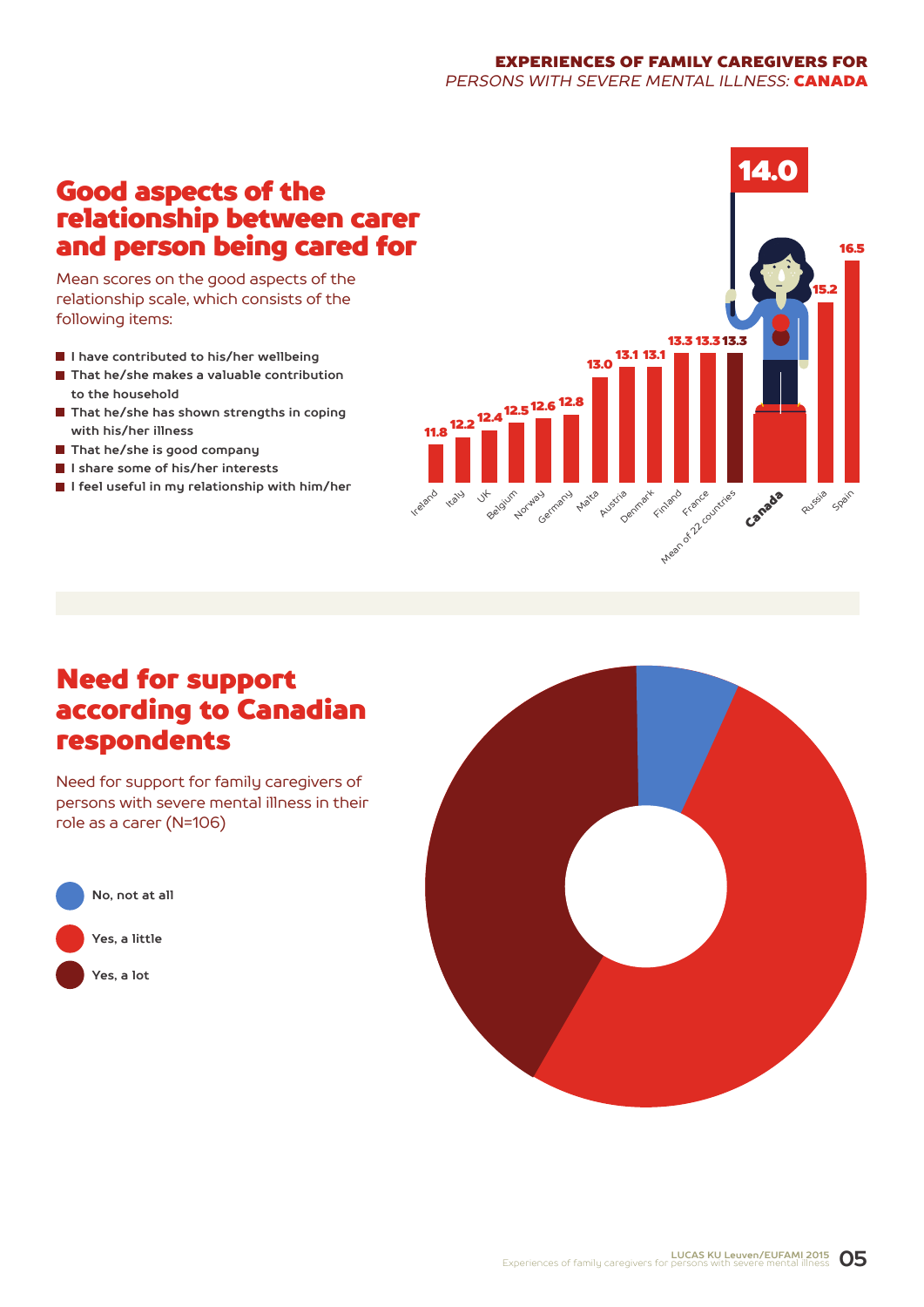## Good aspects of the relationship between carer and person being cared for

Mean scores on the good aspects of the relationship scale, which consists of the following items:

- I have contributed to his/her wellbeing
- That he/she makes a valuable contribution to the household
- That he/she has shown strengths in coping with his/her illness
- That he/she is good company
- I share some of his/her interests
- I feel useful in my relationship with him/her

| Country | Mean score |
|---|---|
| Ireland | 11.8 |
| Italy | 12.2 |
| UK | 12.4 |
| Belgium | 12.5 |
| Norway | 12.6 |
| Germany | 12.8 |
| Malta | 13.0 |
| Austria | 13.1 |
| Denmark | 13.1 |
| Finland | 13.3 |
| France | 13.3 |
| Mean of 22 countries | 13.3 |
| **Canada** | **14.0** |
| Russia | 15.2 |
| Spain | 16.5 |

## Need for support according to Canadian respondents

Need for support for family caregivers of persons with severe mental illness in their role as a carer (N=106)

- No, not at all
- Yes, a little
- Yes, a lot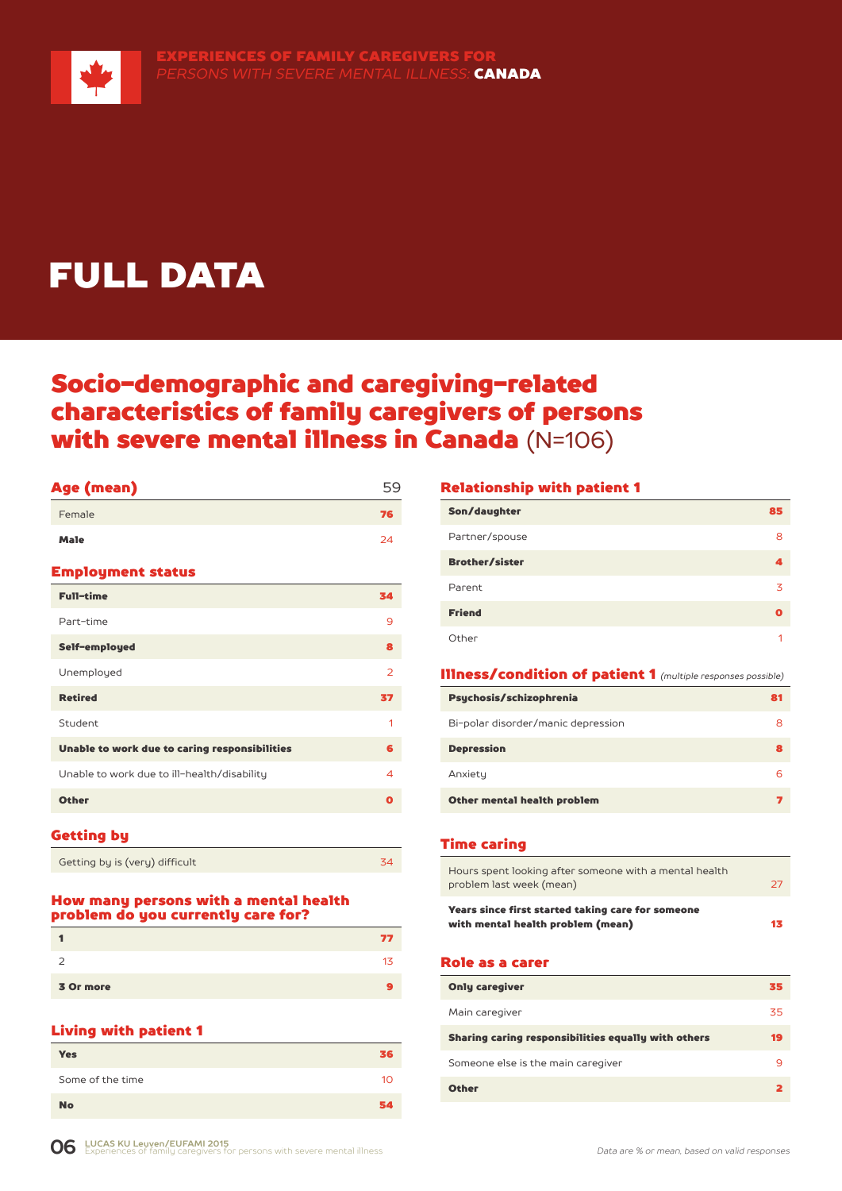# FULL DATA

## Socio-demographic and caregiving-related characteristics of family caregivers of persons with severe mental illness in Canada (N=106)

### Age (mean)

| Age (mean) | 59 |
|---|---|
| Female | 76 |
| Male | 24 |

### Employment status

| Employment status | |
|---|---|
| Full-time | 34 |
| Part-time | 9 |
| Self-employed | 8 |
| Unemployed | 2 |
| Retired | 37 |
| Student | 1 |
| Unable to work due to caring responsibilities | 6 |
| Unable to work due to ill-health/disability | 4 |
| Other | 0 |

### Getting by

| Getting by | |
|---|---|
| Getting by is (very) difficult | 34 |

### How many persons with a mental health problem do you currently care for?

| Number | % |
|---|---|
| 1 | 77 |
| 2 | 13 |
| 3 Or more | 9 |

### Living with patient 1

| Living with patient 1 | |
|---|---|
| Yes | 36 |
| Some of the time | 10 |
| No | 54 |

### Relationship with patient 1

| Relationship with patient 1 | |
|---|---|
| Son/daughter | 85 |
| Partner/spouse | 8 |
| Brother/sister | 4 |
| Parent | 3 |
| Friend | 0 |
| Other | 1 |

### Illness/condition of patient 1 *(multiple responses possible)*

| Illness/condition of patient 1 | |
|---|---|
| Psychosis/schizophrenia | 81 |
| Bi-polar disorder/manic depression | 8 |
| Depression | 8 |
| Anxiety | 6 |
| Other mental health problem | 7 |

### Time caring

| Time caring | |
|---|---|
| Hours spent looking after someone with a mental health problem last week (mean) | 27 |
| Years since first started taking care for someone with mental health problem (mean) | 13 |

### Role as a carer

| Role as a carer | |
|---|---|
| Only caregiver | 35 |
| Main caregiver | 35 |
| Sharing caring responsibilities equally with others | 19 |
| Someone else is the main caregiver | 9 |
| Other | 2 |

*Data are % or mean, based on valid responses*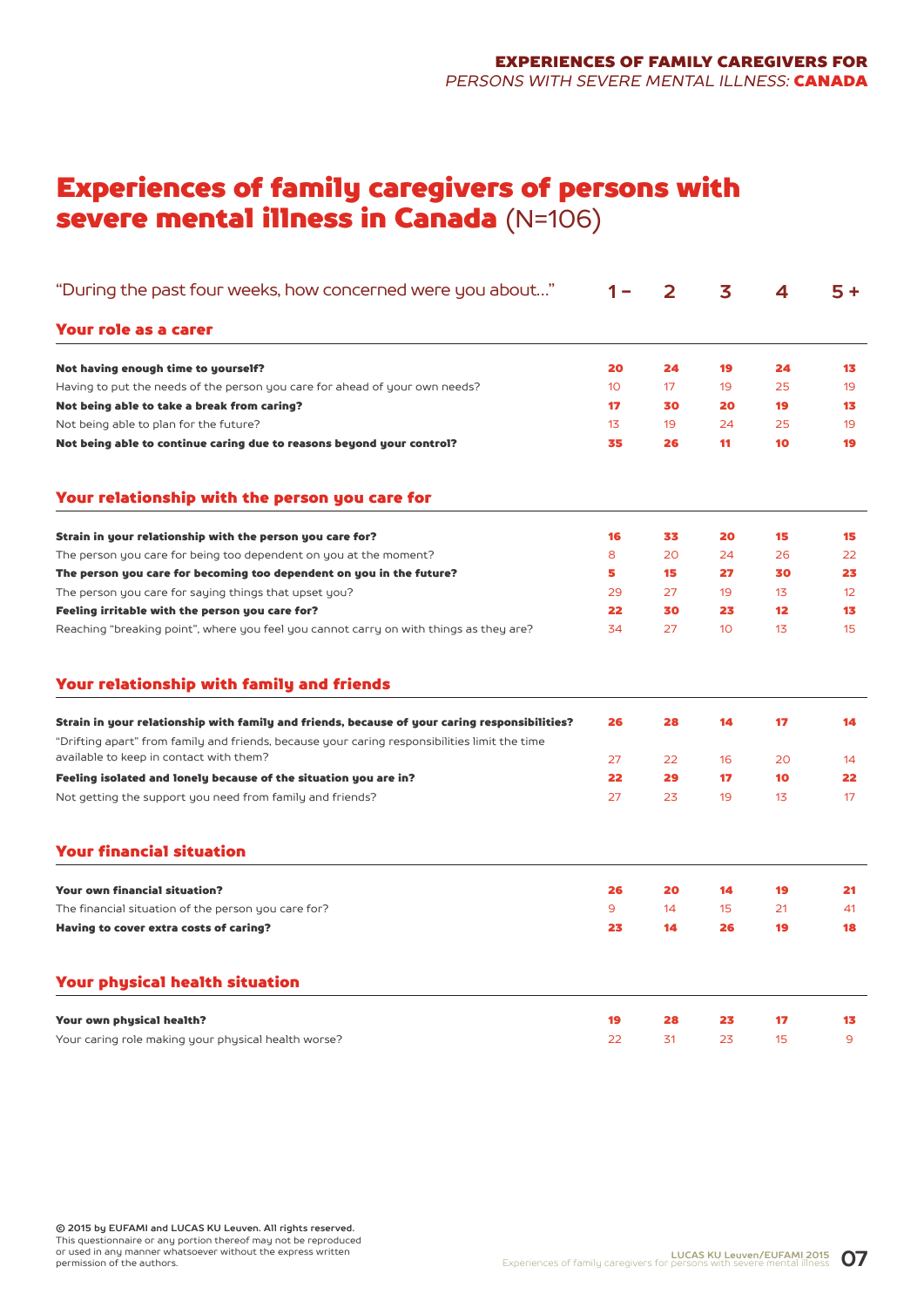# Experiences of family caregivers of persons with severe mental illness in Canada (N=106)

| "During the past four weeks, how concerned were you about…" | 1 – | 2 | 3 | 4 | 5 + |
|---|---|---|---|---|---|
| **Your role as a carer** | | | | | |
| **Not having enough time to yourself?** | **20** | **24** | **19** | **24** | **13** |
| Having to put the needs of the person you care for ahead of your own needs? | 10 | 17 | 19 | 25 | 19 |
| **Not being able to take a break from caring?** | **17** | **30** | **20** | **19** | **13** |
| Not being able to plan for the future? | 13 | 19 | 24 | 25 | 19 |
| **Not being able to continue caring due to reasons beyond your control?** | **35** | **26** | **11** | **10** | **19** |
| **Your relationship with the person you care for** | | | | | |
| **Strain in your relationship with the person you care for?** | **16** | **33** | **20** | **15** | **15** |
| The person you care for being too dependent on you at the moment? | 8 | 20 | 24 | 26 | 22 |
| **The person you care for becoming too dependent on you in the future?** | **5** | **15** | **27** | **30** | **23** |
| The person you care for saying things that upset you? | 29 | 27 | 19 | 13 | 12 |
| **Feeling irritable with the person you care for?** | **22** | **30** | **23** | **12** | **13** |
| Reaching "breaking point", where you feel you cannot carry on with things as they are? | 34 | 27 | 10 | 13 | 15 |
| **Your relationship with family and friends** | | | | | |
| **Strain in your relationship with family and friends, because of your caring responsibilities?** | **26** | **28** | **14** | **17** | **14** |
| "Drifting apart" from family and friends, because your caring responsibilities limit the time available to keep in contact with them? | 27 | 22 | 16 | 20 | 14 |
| **Feeling isolated and lonely because of the situation you are in?** | **22** | **29** | **17** | **10** | **22** |
| Not getting the support you need from family and friends? | 27 | 23 | 19 | 13 | 17 |
| **Your financial situation** | | | | | |
| **Your own financial situation?** | **26** | **20** | **14** | **19** | **21** |
| The financial situation of the person you care for? | 9 | 14 | 15 | 21 | 41 |
| **Having to cover extra costs of caring?** | **23** | **14** | **26** | **19** | **18** |
| **Your physical health situation** | | | | | |
| **Your own physical health?** | **19** | **28** | **23** | **17** | **13** |
| Your caring role making your physical health worse? | 22 | 31 | 23 | 15 | 9 |

**© 2015 by EUFAMI and LUCAS KU Leuven. All rights reserved.**
This questionnaire or any portion thereof may not be reproduced or used in any manner whatsoever without the express written permission of the authors.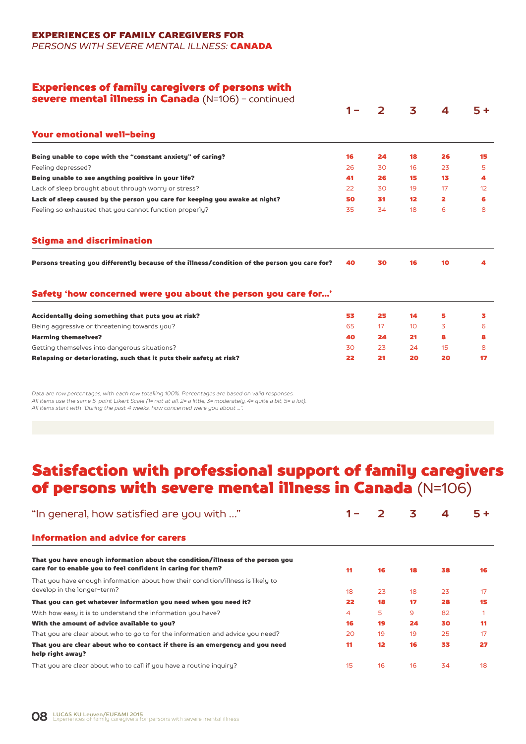**EXPERIENCES OF FAMILY CAREGIVERS FOR**
*PERSONS WITH SEVERE MENTAL ILLNESS:* **CANADA**

## Experiences of family caregivers of persons with severe mental illness in Canada (N=106) – continued

| | 1 – | 2 | 3 | 4 | 5 + |
|---|---|---|---|---|---|
| **Your emotional well-being** | | | | | |
| **Being unable to cope with the "constant anxiety" of caring?** | **16** | **24** | **18** | **26** | **15** |
| Feeling depressed? | 26 | 30 | 16 | 23 | 5 |
| **Being unable to see anything positive in your life?** | **41** | **26** | **15** | **13** | **4** |
| Lack of sleep brought about through worry or stress? | 22 | 30 | 19 | 17 | 12 |
| **Lack of sleep caused by the person you care for keeping you awake at night?** | **50** | **31** | **12** | **2** | **6** |
| Feeling so exhausted that you cannot function properly? | 35 | 34 | 18 | 6 | 8 |
| **Stigma and discrimination** | | | | | |
| **Persons treating you differently because of the illness/condition of the person you care for?** | **40** | **30** | **16** | **10** | **4** |
| **Safety 'how concerned were you about the person you care for…'** | | | | | |
| **Accidentally doing something that puts you at risk?** | **53** | **25** | **14** | **5** | **3** |
| Being aggressive or threatening towards you? | 65 | 17 | 10 | 3 | 6 |
| **Harming themselves?** | **40** | **24** | **21** | **8** | **8** |
| Getting themselves into dangerous situations? | 30 | 23 | 24 | 15 | 8 |
| **Relapsing or deteriorating, such that it puts their safety at risk?** | **22** | **21** | **20** | **20** | **17** |

*Data are row percentages, with each row totalling 100%. Percentages are based on valid responses.*
*All items use the same 5-point Likert Scale (1= not at all, 2= a little, 3= moderately, 4= quite a bit, 5= a lot).*
*All items start with "During the past 4 weeks, how concerned were you about …".*

# Satisfaction with professional support of family caregivers of persons with severe mental illness in Canada (N=106)

| "In general, how satisfied are you with …" | 1 – | 2 | 3 | 4 | 5 + |
|---|---|---|---|---|---|
| **Information and advice for carers** | | | | | |
| **That you have enough information about the condition/illness of the person you care for to enable you to feel confident in caring for them?** | **11** | **16** | **18** | **38** | **16** |
| That you have enough information about how their condition/illness is likely to develop in the longer-term? | 18 | 23 | 18 | 23 | 17 |
| **That you can get whatever information you need when you need it?** | **22** | **18** | **17** | **28** | **15** |
| With how easy it is to understand the information you have? | 4 | 5 | 9 | 82 | 1 |
| **With the amount of advice available to you?** | **16** | **19** | **24** | **30** | **11** |
| That you are clear about who to go to for the information and advice you need? | 20 | 19 | 19 | 25 | 17 |
| **That you are clear about who to contact if there is an emergency and you need help right away?** | **11** | **12** | **16** | **33** | **27** |
| That you are clear about who to call if you have a routine inquiry? | 15 | 16 | 16 | 34 | 18 |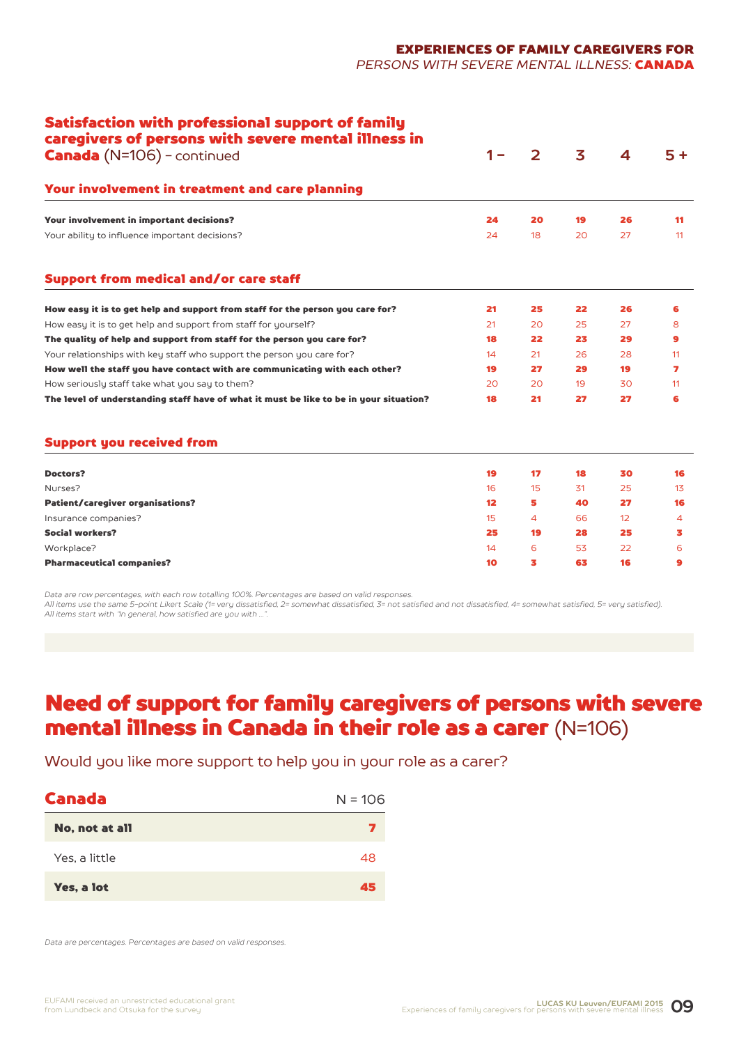## Satisfaction with professional support of family caregivers of persons with severe mental illness in Canada (N=106) – continued

| | 1 – | 2 | 3 | 4 | 5 + |
|---|---|---|---|---|---|
| **Your involvement in treatment and care planning** | | | | | |
| **Your involvement in important decisions?** | **24** | **20** | **19** | **26** | **11** |
| Your ability to influence important decisions? | 24 | 18 | 20 | 27 | 11 |
| **Support from medical and/or care staff** | | | | | |
| **How easy it is to get help and support from staff for the person you care for?** | **21** | **25** | **22** | **26** | **6** |
| How easy it is to get help and support from staff for yourself? | 21 | 20 | 25 | 27 | 8 |
| **The quality of help and support from staff for the person you care for?** | **18** | **22** | **23** | **29** | **9** |
| Your relationships with key staff who support the person you care for? | 14 | 21 | 26 | 28 | 11 |
| **How well the staff you have contact with are communicating with each other?** | **19** | **27** | **29** | **19** | **7** |
| How seriously staff take what you say to them? | 20 | 20 | 19 | 30 | 11 |
| **The level of understanding staff have of what it must be like to be in your situation?** | **18** | **21** | **27** | **27** | **6** |
| **Support you received from** | | | | | |
| **Doctors?** | **19** | **17** | **18** | **30** | **16** |
| Nurses? | 16 | 15 | 31 | 25 | 13 |
| **Patient/caregiver organisations?** | **12** | **5** | **40** | **27** | **16** |
| Insurance companies? | 15 | 4 | 66 | 12 | 4 |
| **Social workers?** | **25** | **19** | **28** | **25** | **3** |
| Workplace? | 14 | 6 | 53 | 22 | 6 |
| **Pharmaceutical companies?** | **10** | **3** | **63** | **16** | **9** |

*Data are row percentages, with each row totalling 100%. Percentages are based on valid responses.*
*All items use the same 5-point Likert Scale (1= very dissatisfied, 2= somewhat dissatisfied, 3= not satisfied and not dissatisfied, 4= somewhat satisfied, 5= very satisfied).*
*All items start with "In general, how satisfied are you with ...".*

# Need of support for family caregivers of persons with severe mental illness in Canada in their role as a carer (N=106)

Would you like more support to help you in your role as a carer?

| **Canada** | N = 106 |
|---|---|
| **No, not at all** | **7** |
| Yes, a little | 48 |
| **Yes, a lot** | **45** |

*Data are percentages. Percentages are based on valid responses.*

EUFAMI received an unrestricted educational grant from Lundbeck and Otsuka for the survey